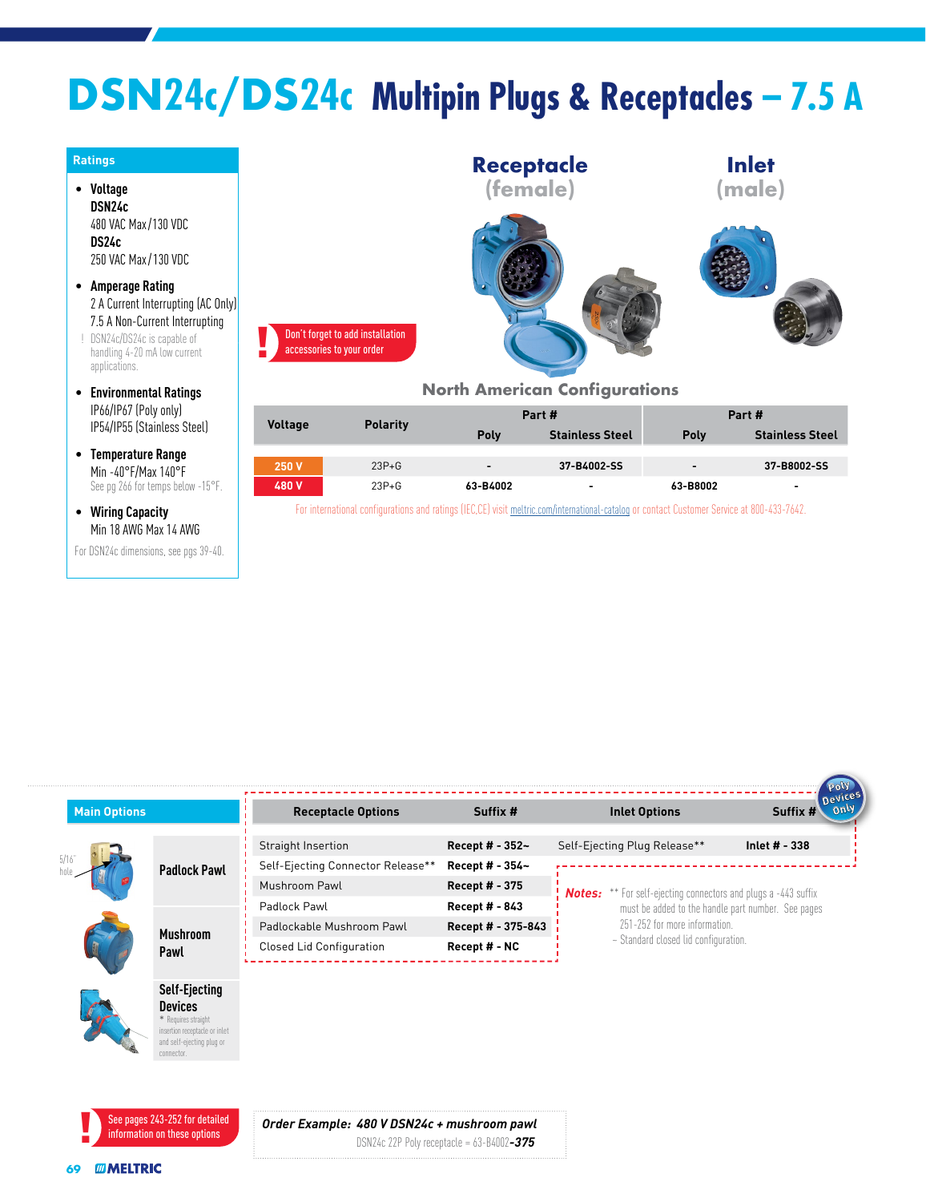# DSN24c/DS24c Multipin Plugs & Receptacles – 7.5 A

## Ratings

- **Voltage**
  **DSN24c**
  480 VAC Max/130 VDC
  **DS24c**
  250 VAC Max/130 VDC
- **Amperage Rating**
  2 A Current Interrupting (AC Only)
  7.5 A Non-Current Interrupting
  ! DSN24c/DS24c is capable of handling 4-20 mA low current applications.
- **Environmental Ratings**
  IP66/IP67 (Poly only)
  IP54/IP55 (Stainless Steel)
- **Temperature Range**
  Min -40°F/Max 140°F
  See pg 266 for temps below -15°F.
- **Wiring Capacity**
  Min 18 AWG Max 14 AWG

For DSN24c dimensions, see pgs 39-40.

**Receptacle (female)** **Inlet (male)**

! Don't forget to add installation accessories to your order

## North American Configurations

| Voltage | Polarity | Receptacle Part # | | Inlet Part # | |
|---|---|---|---|---|---|
| | | Poly | Stainless Steel | Poly | Stainless Steel |
| 250 V | 23P+G | - | 37-B4002-SS | - | 37-B8002-SS |
| 480 V | 23P+G | 63-B4002 | - | 63-B8002 | - |

For international configurations and ratings (IEC,CE) visit meltric.com/international-catalog or contact Customer Service at 800-433-7642.

## Main Options

- **Padlock Pawl** (5/16" hole)
- **Mushroom Pawl**
- **Self-Ejecting Devices**
  * Requires straight insertion receptacle or inlet and self-ejecting plug or connector.

Poly Devices Only

| Receptacle Options | Suffix # |
|---|---|
| Straight Insertion | Recept # - 352~ |
| Self-Ejecting Connector Release** | Recept # - 354~ |
| Mushroom Pawl | Recept # - 375 |
| Padlock Pawl | Recept # - 843 |
| Padlockable Mushroom Pawl | Recept # - 375-843 |
| Closed Lid Configuration | Recept # - NC |

| Inlet Options | Suffix # |
|---|---|
| Self-Ejecting Plug Release** | Inlet # - 338 |

***Notes:*** ** For self-ejecting connectors and plugs a -443 suffix must be added to the handle part number. See pages 251-252 for more information.
~ Standard closed lid configuration.

! See pages 243-252 for detailed information on these options

***Order Example: 480 V DSN24c + mushroom pawl***
DSN24c 22P Poly receptacle = 63-B4002-***375***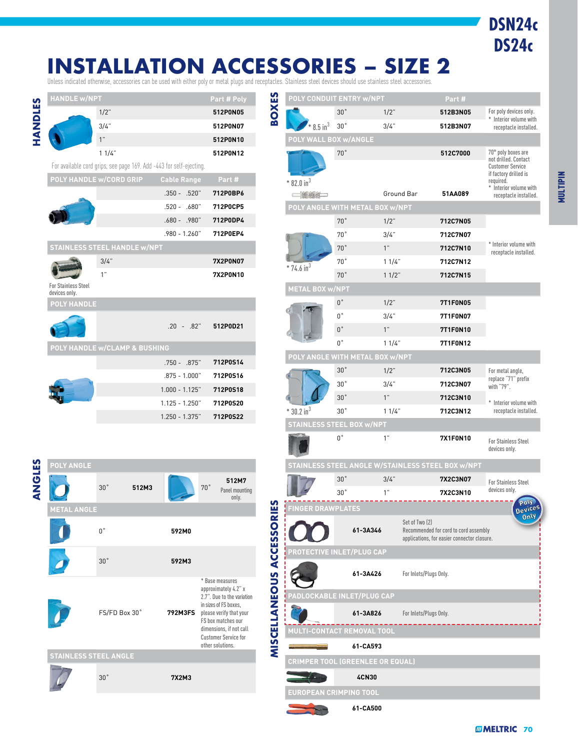# INSTALLATION ACCESSORIES – SIZE 2

DSN24c
DS24c

Unless indicated otherwise, accessories can be used with either poly or metal plugs and receptacles. Stainless steel devices should use stainless steel accessories.

## HANDLES

| HANDLE w/NPT | Part # Poly |
|---|---|
| 1/2" | 512P0N05 |
| 3/4" | 512P0N07 |
| 1" | 512P0N10 |
| 1 1/4" | 512P0N12 |

For available cord grips, see page 169. Add -443 for self-ejecting.

| POLY HANDLE w/CORD GRIP | Cable Range | Part # |
|---|---|---|
| | .350 - .520" | 712P0BP6 |
| | .520 - .680" | 712P0CP5 |
| | .680 - .980" | 712P0DP4 |
| | .980 - 1.260" | 712P0EP4 |

| STAINLESS STEEL HANDLE w/NPT | |
|---|---|
| 3/4" | 7X2P0N07 |
| 1" | 7X2P0N10 |

For Stainless Steel devices only.

| POLY HANDLE | |
|---|---|
| .20 - .82" | 512P0D21 |

| POLY HANDLE w/CLAMP & BUSHING | |
|---|---|
| .750 - .875" | 712P0S14 |
| .875 - 1.000" | 712P0S16 |
| 1.000 - 1.125" | 712P0S18 |
| 1.125 - 1.250" | 712P0S20 |
| 1.250 - 1.375" | 712P0S22 |

## ANGLES

| POLY ANGLE | | | |
|---|---|---|---|
| 30° | 512M3 | 70° | 512M7 Panel mounting only. |

| METAL ANGLE | | |
|---|---|---|
| 0° | 592M0 | |
| 30° | 592M3 | |
| FS/FD Box 30° | 792M3FS | * Base measures approximately 4.2" x 2.7". Due to the variation in sizes of FS boxes, please verify that your FS box matches our dimensions, if not call Customer Service for other solutions. |

| STAINLESS STEEL ANGLE | |
|---|---|
| 30° | 7X2M3 |

## BOXES

| POLY CONDUIT ENTRY w/NPT | | Part # | |
|---|---|---|---|
| 30° | 1/2" | 512B3N05 | For poly devices only. * Interior volume with receptacle installed. |
| 30° | 3/4" | 512B3N07 | |

\* 8.5 in³

| POLY WALL BOX w/ANGLE | | | |
|---|---|---|---|
| 70° | | 512C7000 | 70° poly boxes are not drilled. Contact Customer Service if factory drilled is required. * Interior volume with receptacle installed. |
| | Ground Bar | 51AA089 | |

\* 82.0 in³

| POLY ANGLE WITH METAL BOX w/NPT | | | |
|---|---|---|---|
| 70° | 1/2" | 712C7N05 | * Interior volume with receptacle installed. |
| 70° | 3/4" | 712C7N07 | |
| 70° | 1" | 712C7N10 | |
| 70° | 1 1/4" | 712C7N12 | |
| 70° | 1 1/2" | 712C7N15 | |

\* 74.6 in³

| METAL BOX w/NPT | | |
|---|---|---|
| 0° | 1/2" | 7T1F0N05 |
| 0° | 3/4" | 7T1F0N07 |
| 0° | 1" | 7T1F0N10 |
| 0° | 1 1/4" | 7T1F0N12 |

| POLY ANGLE WITH METAL BOX w/NPT | | | |
|---|---|---|---|
| 30° | 1/2" | 712C3N05 | For metal angle, replace "71" prefix with "79". * Interior volume with receptacle installed. |
| 30° | 3/4" | 712C3N07 | |
| 30° | 1" | 712C3N10 | |
| 30° | 1 1/4" | 712C3N12 | |

\* 30.2 in³

| STAINLESS STEEL BOX w/NPT | | | |
|---|---|---|---|
| 0° | 1" | 7X1F0N10 | For Stainless Steel devices only. |

| STAINLESS STEEL ANGLE W/STAINLESS STEEL BOX w/NPT | | | |
|---|---|---|---|
| 30° | 3/4" | 7X2C3N07 | For Stainless Steel devices only. |
| 30° | 1" | 7X2C3N10 | |

## MISCELLANEOUS ACCESSORIES

Poly Devices Only

| FINGER DRAWPLATES | |
|---|---|
| 61-3A346 | Set of Two (2) Recommended for cord to cord assembly applications, for easier connector closure. |

| PROTECTIVE INLET/PLUG CAP | |
|---|---|
| 61-3A426 | For Inlets/Plugs Only. |

| PADLOCKABLE INLET/PLUG CAP | |
|---|---|
| 61-3A826 | For Inlets/Plugs Only. |

| MULTI-CONTACT REMOVAL TOOL |
|---|
| 61-CA593 |

| CRIMPER TOOL (GREENLEE OR EQUAL) |
|---|
| 4CN30 |

| EUROPEAN CRIMPING TOOL |
|---|
| 61-CA500 |

MULTIPIN